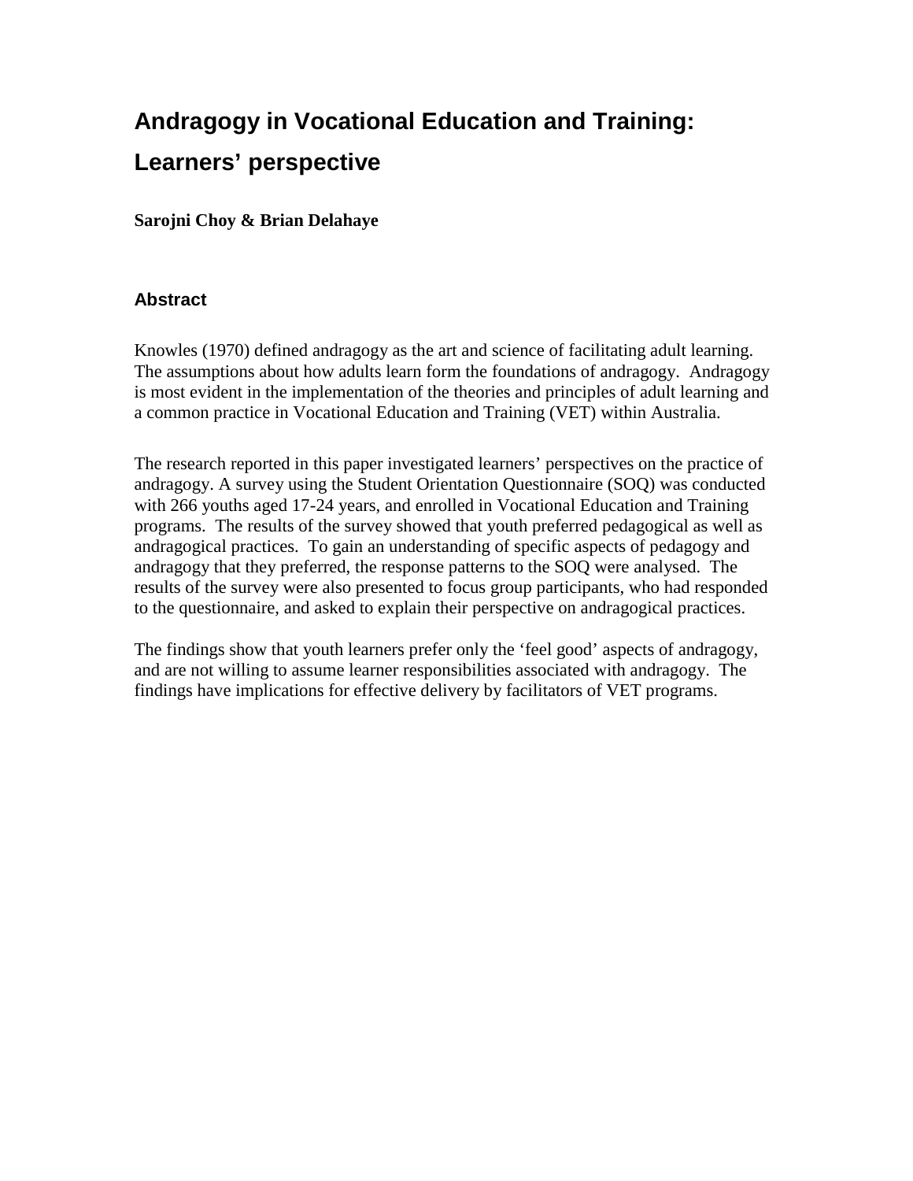# Andragogy in Vocational Education and Training: Learners' perspective

**Sarojni Choy & Brian Delahaye**

## Abstract

Knowles (1970) defined andragogy as the art and science of facilitating adult learning. The assumptions about how adults learn form the foundations of andragogy. Andragogy is most evident in the implementation of the theories and principles of adult learning and a common practice in Vocational Education and Training (VET) within Australia.

The research reported in this paper investigated learners' perspectives on the practice of andragogy. A survey using the Student Orientation Questionnaire (SOQ) was conducted with 266 youths aged 17-24 years, and enrolled in Vocational Education and Training programs. The results of the survey showed that youth preferred pedagogical as well as andragogical practices. To gain an understanding of specific aspects of pedagogy and andragogy that they preferred, the response patterns to the SOQ were analysed. The results of the survey were also presented to focus group participants, who had responded to the questionnaire, and asked to explain their perspective on andragogical practices.

The findings show that youth learners prefer only the 'feel good' aspects of andragogy, and are not willing to assume learner responsibilities associated with andragogy. The findings have implications for effective delivery by facilitators of VET programs.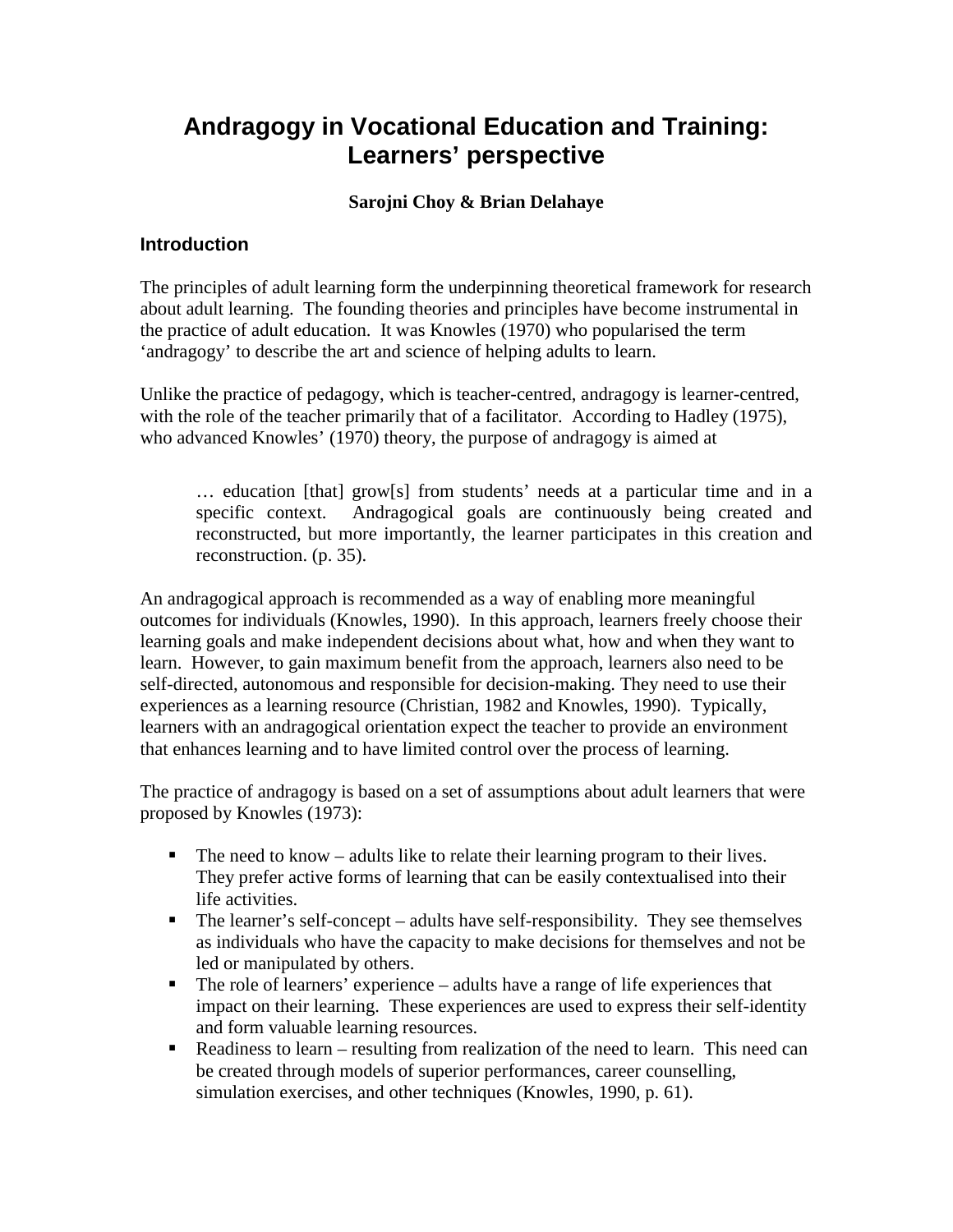# Andragogy in Vocational Education and Training: Learners' perspective

**Sarojni Choy & Brian Delahaye**

## Introduction

The principles of adult learning form the underpinning theoretical framework for research about adult learning. The founding theories and principles have become instrumental in the practice of adult education. It was Knowles (1970) who popularised the term 'andragogy' to describe the art and science of helping adults to learn.

Unlike the practice of pedagogy, which is teacher-centred, andragogy is learner-centred, with the role of the teacher primarily that of a facilitator. According to Hadley (1975), who advanced Knowles' (1970) theory, the purpose of andragogy is aimed at

> … education [that] grow[s] from students' needs at a particular time and in a specific context. Andragogical goals are continuously being created and reconstructed, but more importantly, the learner participates in this creation and reconstruction. (p. 35).

An andragogical approach is recommended as a way of enabling more meaningful outcomes for individuals (Knowles, 1990). In this approach, learners freely choose their learning goals and make independent decisions about what, how and when they want to learn. However, to gain maximum benefit from the approach, learners also need to be self-directed, autonomous and responsible for decision-making. They need to use their experiences as a learning resource (Christian, 1982 and Knowles, 1990). Typically, learners with an andragogical orientation expect the teacher to provide an environment that enhances learning and to have limited control over the process of learning.

The practice of andragogy is based on a set of assumptions about adult learners that were proposed by Knowles (1973):

- The need to know – adults like to relate their learning program to their lives. They prefer active forms of learning that can be easily contextualised into their life activities.
- The learner's self-concept – adults have self-responsibility. They see themselves as individuals who have the capacity to make decisions for themselves and not be led or manipulated by others.
- The role of learners' experience – adults have a range of life experiences that impact on their learning. These experiences are used to express their self-identity and form valuable learning resources.
- Readiness to learn – resulting from realization of the need to learn. This need can be created through models of superior performances, career counselling, simulation exercises, and other techniques (Knowles, 1990, p. 61).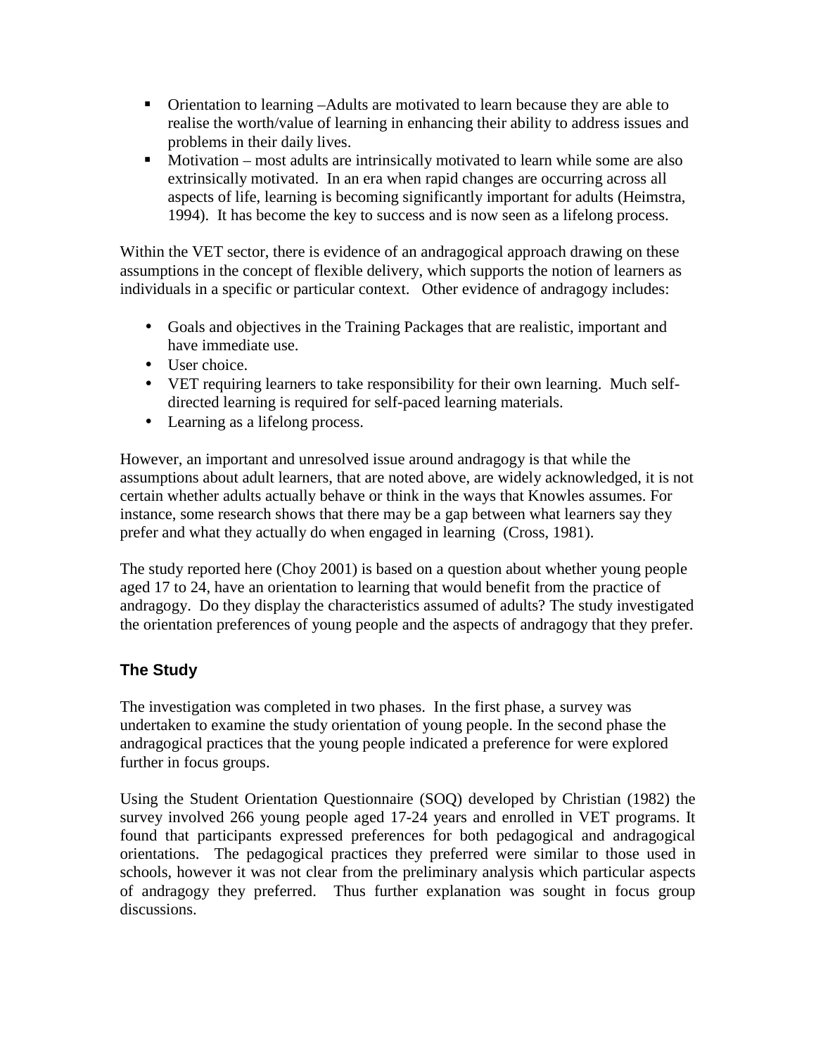- Orientation to learning –Adults are motivated to learn because they are able to realise the worth/value of learning in enhancing their ability to address issues and problems in their daily lives.
- Motivation – most adults are intrinsically motivated to learn while some are also extrinsically motivated. In an era when rapid changes are occurring across all aspects of life, learning is becoming significantly important for adults (Heimstra, 1994). It has become the key to success and is now seen as a lifelong process.

Within the VET sector, there is evidence of an andragogical approach drawing on these assumptions in the concept of flexible delivery, which supports the notion of learners as individuals in a specific or particular context. Other evidence of andragogy includes:

- Goals and objectives in the Training Packages that are realistic, important and have immediate use.
- User choice.
- VET requiring learners to take responsibility for their own learning. Much self-directed learning is required for self-paced learning materials.
- Learning as a lifelong process.

However, an important and unresolved issue around andragogy is that while the assumptions about adult learners, that are noted above, are widely acknowledged, it is not certain whether adults actually behave or think in the ways that Knowles assumes. For instance, some research shows that there may be a gap between what learners say they prefer and what they actually do when engaged in learning (Cross, 1981).

The study reported here (Choy 2001) is based on a question about whether young people aged 17 to 24, have an orientation to learning that would benefit from the practice of andragogy. Do they display the characteristics assumed of adults? The study investigated the orientation preferences of young people and the aspects of andragogy that they prefer.

## The Study

The investigation was completed in two phases. In the first phase, a survey was undertaken to examine the study orientation of young people. In the second phase the andragogical practices that the young people indicated a preference for were explored further in focus groups.

Using the Student Orientation Questionnaire (SOQ) developed by Christian (1982) the survey involved 266 young people aged 17-24 years and enrolled in VET programs. It found that participants expressed preferences for both pedagogical and andragogical orientations. The pedagogical practices they preferred were similar to those used in schools, however it was not clear from the preliminary analysis which particular aspects of andragogy they preferred. Thus further explanation was sought in focus group discussions.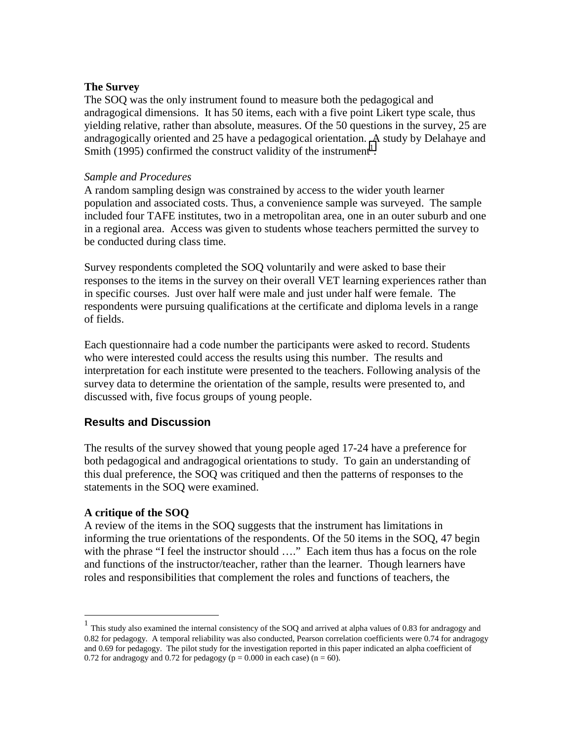**The Survey**

The SOQ was the only instrument found to measure both the pedagogical and andragogical dimensions. It has 50 items, each with a five point Likert type scale, thus yielding relative, rather than absolute, measures. Of the 50 questions in the survey, 25 are andragogically oriented and 25 have a pedagogical orientation. A study by Delahaye and Smith (1995) confirmed the construct validity of the instrument[1].

*Sample and Procedures*

A random sampling design was constrained by access to the wider youth learner population and associated costs. Thus, a convenience sample was surveyed. The sample included four TAFE institutes, two in a metropolitan area, one in an outer suburb and one in a regional area. Access was given to students whose teachers permitted the survey to be conducted during class time.

Survey respondents completed the SOQ voluntarily and were asked to base their responses to the items in the survey on their overall VET learning experiences rather than in specific courses. Just over half were male and just under half were female. The respondents were pursuing qualifications at the certificate and diploma levels in a range of fields.

Each questionnaire had a code number the participants were asked to record. Students who were interested could access the results using this number. The results and interpretation for each institute were presented to the teachers. Following analysis of the survey data to determine the orientation of the sample, results were presented to, and discussed with, five focus groups of young people.

## Results and Discussion

The results of the survey showed that young people aged 17-24 have a preference for both pedagogical and andragogical orientations to study. To gain an understanding of this dual preference, the SOQ was critiqued and then the patterns of responses to the statements in the SOQ were examined.

**A critique of the SOQ**

A review of the items in the SOQ suggests that the instrument has limitations in informing the true orientations of the respondents. Of the 50 items in the SOQ, 47 begin with the phrase "I feel the instructor should …." Each item thus has a focus on the role and functions of the instructor/teacher, rather than the learner. Though learners have roles and responsibilities that complement the roles and functions of teachers, the

---

[1] This study also examined the internal consistency of the SOQ and arrived at alpha values of 0.83 for andragogy and 0.82 for pedagogy. A temporal reliability was also conducted, Pearson correlation coefficients were 0.74 for andragogy and 0.69 for pedagogy. The pilot study for the investigation reported in this paper indicated an alpha coefficient of 0.72 for andragogy and 0.72 for pedagogy ($p = 0.000$ in each case) ($n = 60$).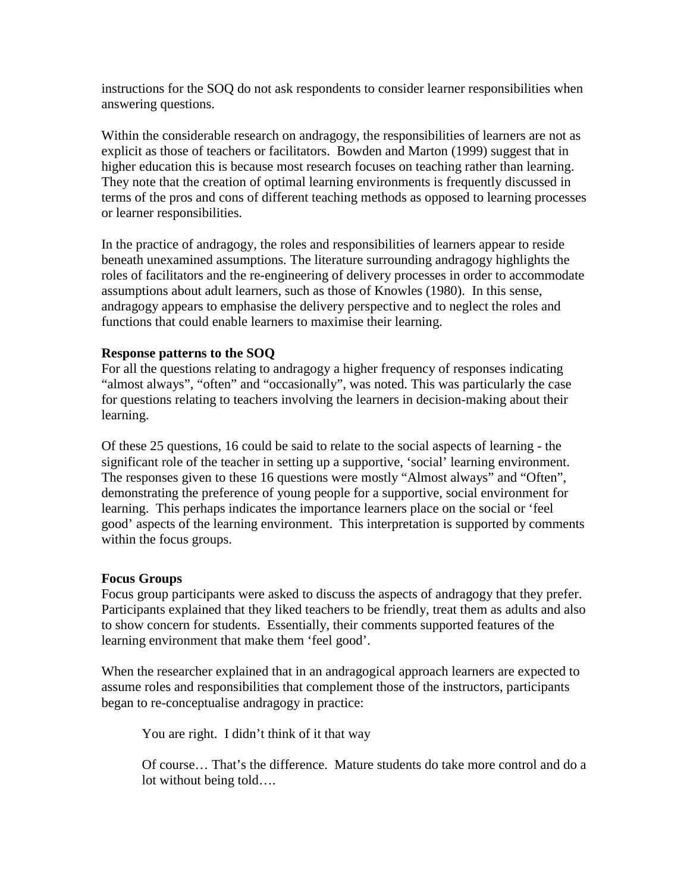instructions for the SOQ do not ask respondents to consider learner responsibilities when answering questions.

Within the considerable research on andragogy, the responsibilities of learners are not as explicit as those of teachers or facilitators. Bowden and Marton (1999) suggest that in higher education this is because most research focuses on teaching rather than learning. They note that the creation of optimal learning environments is frequently discussed in terms of the pros and cons of different teaching methods as opposed to learning processes or learner responsibilities.

In the practice of andragogy, the roles and responsibilities of learners appear to reside beneath unexamined assumptions. The literature surrounding andragogy highlights the roles of facilitators and the re-engineering of delivery processes in order to accommodate assumptions about adult learners, such as those of Knowles (1980). In this sense, andragogy appears to emphasise the delivery perspective and to neglect the roles and functions that could enable learners to maximise their learning.

**Response patterns to the SOQ**

For all the questions relating to andragogy a higher frequency of responses indicating "almost always", "often" and "occasionally", was noted. This was particularly the case for questions relating to teachers involving the learners in decision-making about their learning.

Of these 25 questions, 16 could be said to relate to the social aspects of learning - the significant role of the teacher in setting up a supportive, 'social' learning environment. The responses given to these 16 questions were mostly "Almost always" and "Often", demonstrating the preference of young people for a supportive, social environment for learning. This perhaps indicates the importance learners place on the social or 'feel good' aspects of the learning environment. This interpretation is supported by comments within the focus groups.

**Focus Groups**

Focus group participants were asked to discuss the aspects of andragogy that they prefer. Participants explained that they liked teachers to be friendly, treat them as adults and also to show concern for students. Essentially, their comments supported features of the learning environment that make them 'feel good'.

When the researcher explained that in an andragogical approach learners are expected to assume roles and responsibilities that complement those of the instructors, participants began to re-conceptualise andragogy in practice:

> You are right. I didn't think of it that way
>
> Of course… That's the difference. Mature students do take more control and do a lot without being told….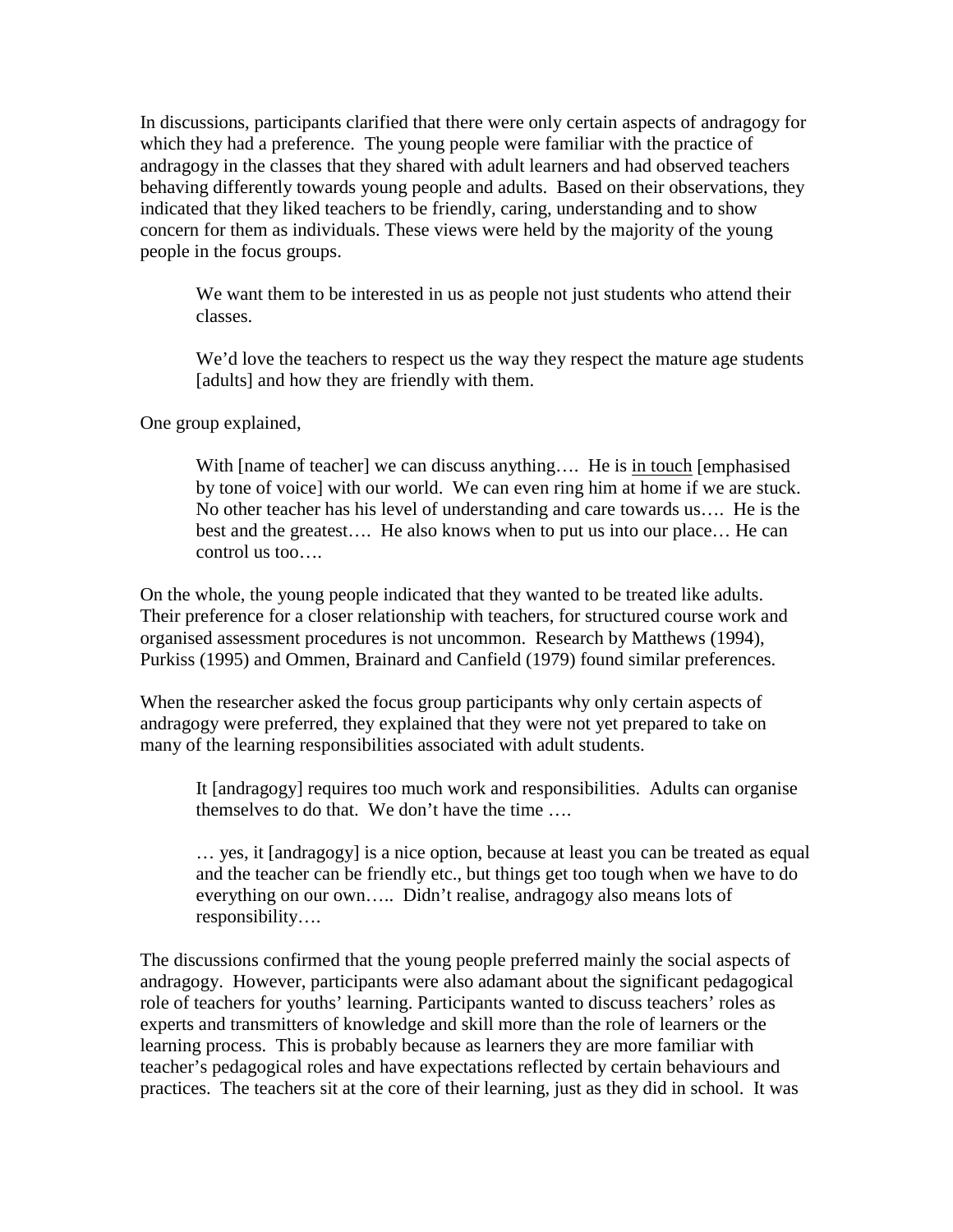In discussions, participants clarified that there were only certain aspects of andragogy for which they had a preference. The young people were familiar with the practice of andragogy in the classes that they shared with adult learners and had observed teachers behaving differently towards young people and adults. Based on their observations, they indicated that they liked teachers to be friendly, caring, understanding and to show concern for them as individuals. These views were held by the majority of the young people in the focus groups.

> We want them to be interested in us as people not just students who attend their classes.
>
> We'd love the teachers to respect us the way they respect the mature age students [adults] and how they are friendly with them.

One group explained,

> With [name of teacher] we can discuss anything…. He is <u>in touch</u> [emphasised by tone of voice] with our world. We can even ring him at home if we are stuck. No other teacher has his level of understanding and care towards us…. He is the best and the greatest…. He also knows when to put us into our place… He can control us too….

On the whole, the young people indicated that they wanted to be treated like adults. Their preference for a closer relationship with teachers, for structured course work and organised assessment procedures is not uncommon. Research by Matthews (1994), Purkiss (1995) and Ommen, Brainard and Canfield (1979) found similar preferences.

When the researcher asked the focus group participants why only certain aspects of andragogy were preferred, they explained that they were not yet prepared to take on many of the learning responsibilities associated with adult students.

> It [andragogy] requires too much work and responsibilities. Adults can organise themselves to do that. We don't have the time ….
>
> … yes, it [andragogy] is a nice option, because at least you can be treated as equal and the teacher can be friendly etc., but things get too tough when we have to do everything on our own….. Didn't realise, andragogy also means lots of responsibility….

The discussions confirmed that the young people preferred mainly the social aspects of andragogy. However, participants were also adamant about the significant pedagogical role of teachers for youths' learning. Participants wanted to discuss teachers' roles as experts and transmitters of knowledge and skill more than the role of learners or the learning process. This is probably because as learners they are more familiar with teacher's pedagogical roles and have expectations reflected by certain behaviours and practices. The teachers sit at the core of their learning, just as they did in school. It was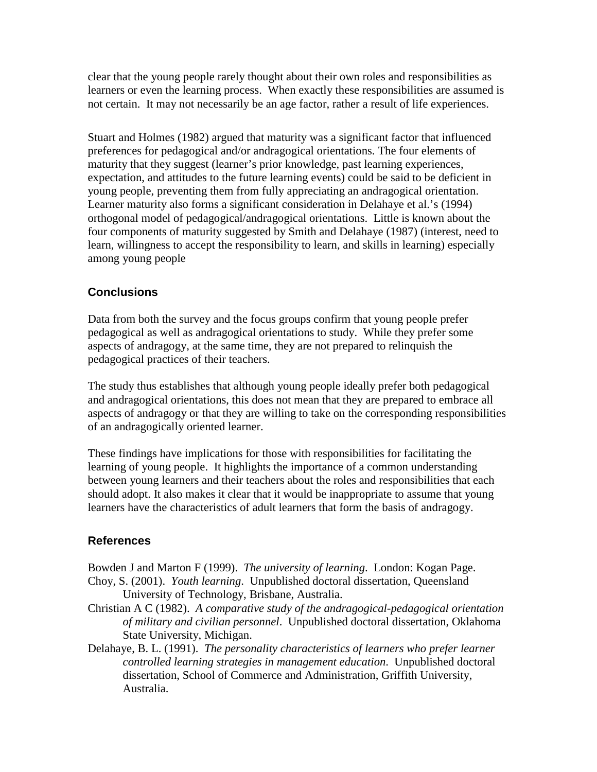clear that the young people rarely thought about their own roles and responsibilities as learners or even the learning process. When exactly these responsibilities are assumed is not certain. It may not necessarily be an age factor, rather a result of life experiences.

Stuart and Holmes (1982) argued that maturity was a significant factor that influenced preferences for pedagogical and/or andragogical orientations. The four elements of maturity that they suggest (learner's prior knowledge, past learning experiences, expectation, and attitudes to the future learning events) could be said to be deficient in young people, preventing them from fully appreciating an andragogical orientation. Learner maturity also forms a significant consideration in Delahaye et al.'s (1994) orthogonal model of pedagogical/andragogical orientations. Little is known about the four components of maturity suggested by Smith and Delahaye (1987) (interest, need to learn, willingness to accept the responsibility to learn, and skills in learning) especially among young people

## Conclusions

Data from both the survey and the focus groups confirm that young people prefer pedagogical as well as andragogical orientations to study. While they prefer some aspects of andragogy, at the same time, they are not prepared to relinquish the pedagogical practices of their teachers.

The study thus establishes that although young people ideally prefer both pedagogical and andragogical orientations, this does not mean that they are prepared to embrace all aspects of andragogy or that they are willing to take on the corresponding responsibilities of an andragogically oriented learner.

These findings have implications for those with responsibilities for facilitating the learning of young people. It highlights the importance of a common understanding between young learners and their teachers about the roles and responsibilities that each should adopt. It also makes it clear that it would be inappropriate to assume that young learners have the characteristics of adult learners that form the basis of andragogy.

## References

Bowden J and Marton F (1999). *The university of learning*. London: Kogan Page.

Choy, S. (2001). *Youth learning*. Unpublished doctoral dissertation, Queensland University of Technology, Brisbane, Australia.

Christian A C (1982). *A comparative study of the andragogical-pedagogical orientation of military and civilian personnel*. Unpublished doctoral dissertation, Oklahoma State University, Michigan.

Delahaye, B. L. (1991). *The personality characteristics of learners who prefer learner controlled learning strategies in management education*. Unpublished doctoral dissertation, School of Commerce and Administration, Griffith University, Australia.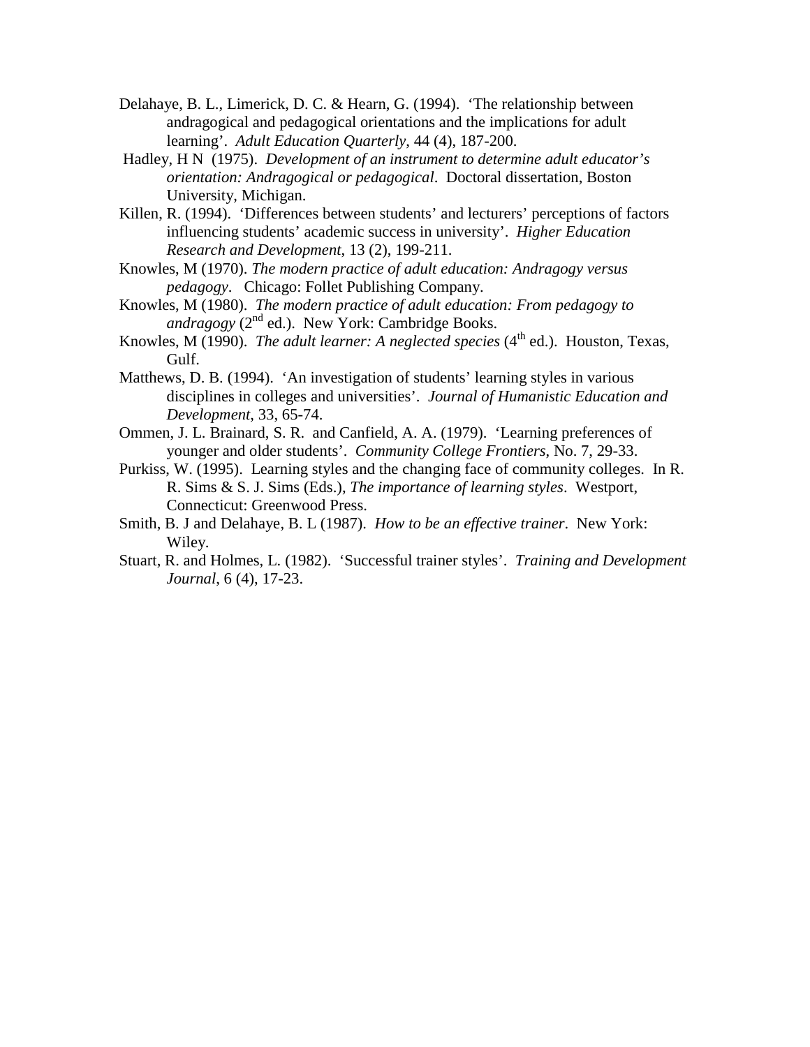Delahaye, B. L., Limerick, D. C. & Hearn, G. (1994). 'The relationship between andragogical and pedagogical orientations and the implications for adult learning'. *Adult Education Quarterly*, 44 (4), 187-200.

Hadley, H N (1975). *Development of an instrument to determine adult educator's orientation: Andragogical or pedagogical*. Doctoral dissertation, Boston University, Michigan.

Killen, R. (1994). 'Differences between students' and lecturers' perceptions of factors influencing students' academic success in university'. *Higher Education Research and Development*, 13 (2), 199-211.

Knowles, M (1970). *The modern practice of adult education: Andragogy versus pedagogy*. Chicago: Follet Publishing Company.

Knowles, M (1980). *The modern practice of adult education: From pedagogy to andragogy* (2nd ed.). New York: Cambridge Books.

Knowles, M (1990). *The adult learner: A neglected species* (4th ed.). Houston, Texas, Gulf.

Matthews, D. B. (1994). 'An investigation of students' learning styles in various disciplines in colleges and universities'. *Journal of Humanistic Education and Development*, 33, 65-74.

Ommen, J. L. Brainard, S. R. and Canfield, A. A. (1979). 'Learning preferences of younger and older students'. *Community College Frontiers*, No. 7, 29-33.

Purkiss, W. (1995). Learning styles and the changing face of community colleges. In R. R. Sims & S. J. Sims (Eds.), *The importance of learning styles*. Westport, Connecticut: Greenwood Press.

Smith, B. J and Delahaye, B. L (1987). *How to be an effective trainer*. New York: Wiley.

Stuart, R. and Holmes, L. (1982). 'Successful trainer styles'. *Training and Development Journal*, 6 (4), 17-23.